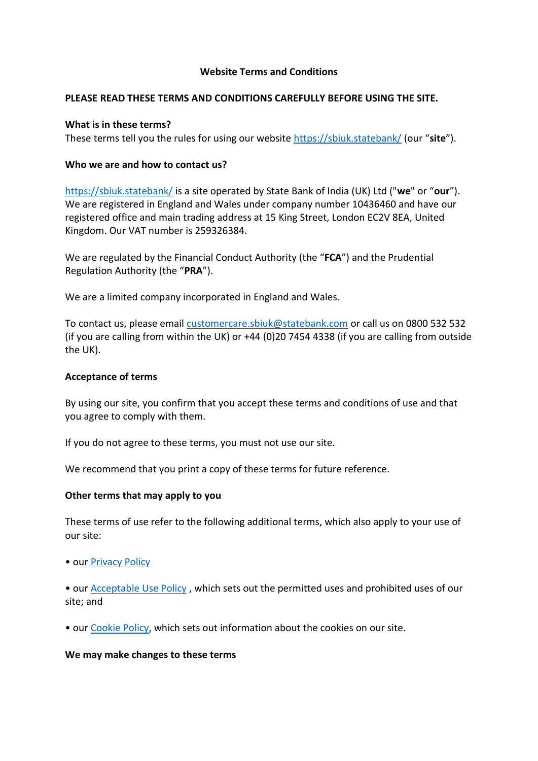# Website Terms and Conditions

**PLEASE READ THESE TERMS AND CONDITIONS CAREFULLY BEFORE USING THE SITE.**

**What is in these terms?**

These terms tell you the rules for using our website [https://sbiuk.statebank/](https://sbiuk.statebank/) (our "**site**").

**Who we are and how to contact us?**

[https://sbiuk.statebank/](https://sbiuk.statebank/) is a site operated by State Bank of India (UK) Ltd ("**we**" or "**our**"). We are registered in England and Wales under company number 10436460 and have our registered office and main trading address at 15 King Street, London EC2V 8EA, United Kingdom. Our VAT number is 259326384.

We are regulated by the Financial Conduct Authority (the "**FCA**") and the Prudential Regulation Authority (the "**PRA**").

We are a limited company incorporated in England and Wales.

To contact us, please email [customercare.sbiuk@statebank.com](mailto:customercare.sbiuk@statebank.com) or call us on 0800 532 532 (if you are calling from within the UK) or +44 (0)20 7454 4338 (if you are calling from outside the UK).

**Acceptance of terms**

By using our site, you confirm that you accept these terms and conditions of use and that you agree to comply with them.

If you do not agree to these terms, you must not use our site.

We recommend that you print a copy of these terms for future reference.

**Other terms that may apply to you**

These terms of use refer to the following additional terms, which also apply to your use of our site:

- our Privacy Policy
- our Acceptable Use Policy , which sets out the permitted uses and prohibited uses of our site; and
- our Cookie Policy, which sets out information about the cookies on our site.

**We may make changes to these terms**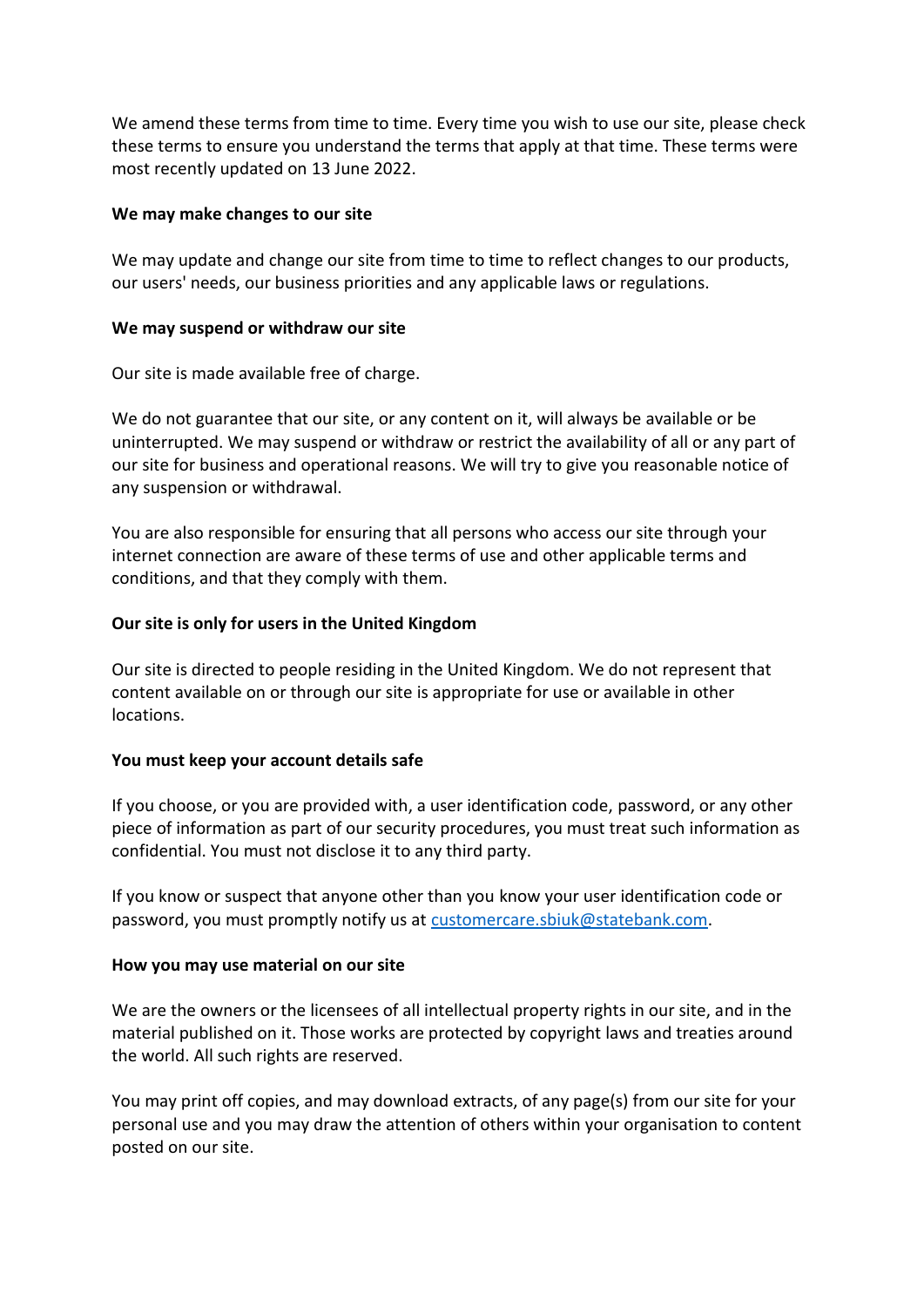We amend these terms from time to time. Every time you wish to use our site, please check these terms to ensure you understand the terms that apply at that time. These terms were most recently updated on 13 June 2022.

**We may make changes to our site**

We may update and change our site from time to time to reflect changes to our products, our users' needs, our business priorities and any applicable laws or regulations.

**We may suspend or withdraw our site**

Our site is made available free of charge.

We do not guarantee that our site, or any content on it, will always be available or be uninterrupted. We may suspend or withdraw or restrict the availability of all or any part of our site for business and operational reasons. We will try to give you reasonable notice of any suspension or withdrawal.

You are also responsible for ensuring that all persons who access our site through your internet connection are aware of these terms of use and other applicable terms and conditions, and that they comply with them.

**Our site is only for users in the United Kingdom**

Our site is directed to people residing in the United Kingdom. We do not represent that content available on or through our site is appropriate for use or available in other locations.

**You must keep your account details safe**

If you choose, or you are provided with, a user identification code, password, or any other piece of information as part of our security procedures, you must treat such information as confidential. You must not disclose it to any third party.

If you know or suspect that anyone other than you know your user identification code or password, you must promptly notify us at customercare.sbiuk@statebank.com.

**How you may use material on our site**

We are the owners or the licensees of all intellectual property rights in our site, and in the material published on it. Those works are protected by copyright laws and treaties around the world. All such rights are reserved.

You may print off copies, and may download extracts, of any page(s) from our site for your personal use and you may draw the attention of others within your organisation to content posted on our site.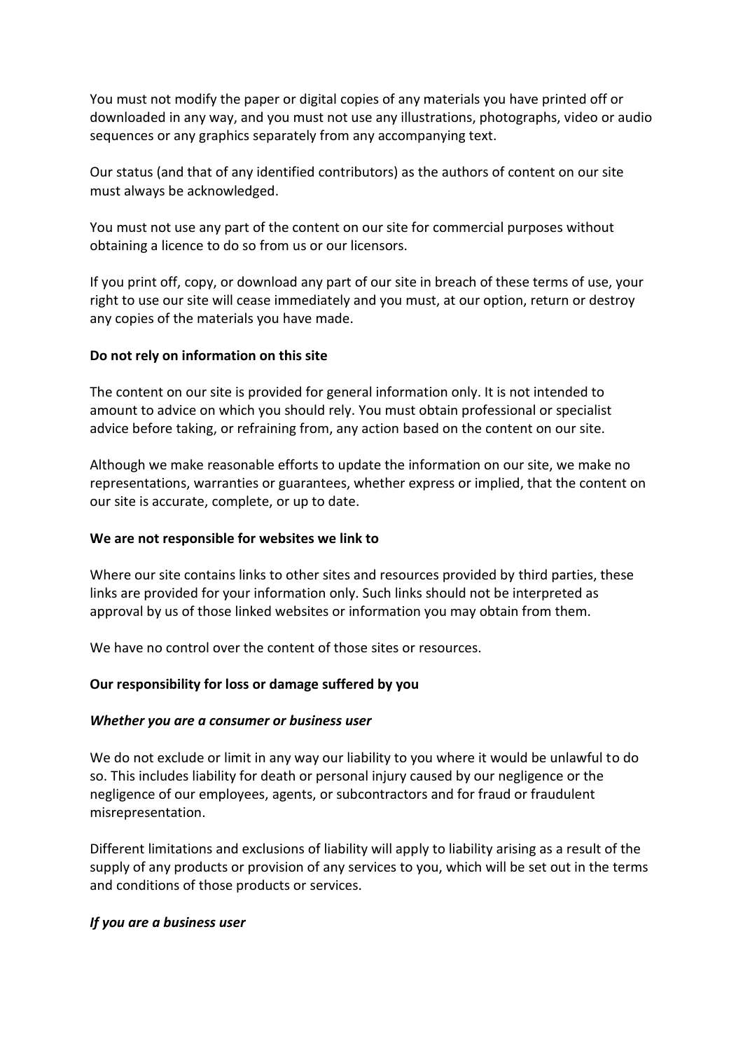You must not modify the paper or digital copies of any materials you have printed off or downloaded in any way, and you must not use any illustrations, photographs, video or audio sequences or any graphics separately from any accompanying text.

Our status (and that of any identified contributors) as the authors of content on our site must always be acknowledged.

You must not use any part of the content on our site for commercial purposes without obtaining a licence to do so from us or our licensors.

If you print off, copy, or download any part of our site in breach of these terms of use, your right to use our site will cease immediately and you must, at our option, return or destroy any copies of the materials you have made.

**Do not rely on information on this site**

The content on our site is provided for general information only. It is not intended to amount to advice on which you should rely. You must obtain professional or specialist advice before taking, or refraining from, any action based on the content on our site.

Although we make reasonable efforts to update the information on our site, we make no representations, warranties or guarantees, whether express or implied, that the content on our site is accurate, complete, or up to date.

**We are not responsible for websites we link to**

Where our site contains links to other sites and resources provided by third parties, these links are provided for your information only. Such links should not be interpreted as approval by us of those linked websites or information you may obtain from them.

We have no control over the content of those sites or resources.

**Our responsibility for loss or damage suffered by you**

***Whether you are a consumer or business user***

We do not exclude or limit in any way our liability to you where it would be unlawful to do so. This includes liability for death or personal injury caused by our negligence or the negligence of our employees, agents, or subcontractors and for fraud or fraudulent misrepresentation.

Different limitations and exclusions of liability will apply to liability arising as a result of the supply of any products or provision of any services to you, which will be set out in the terms and conditions of those products or services.

***If you are a business user***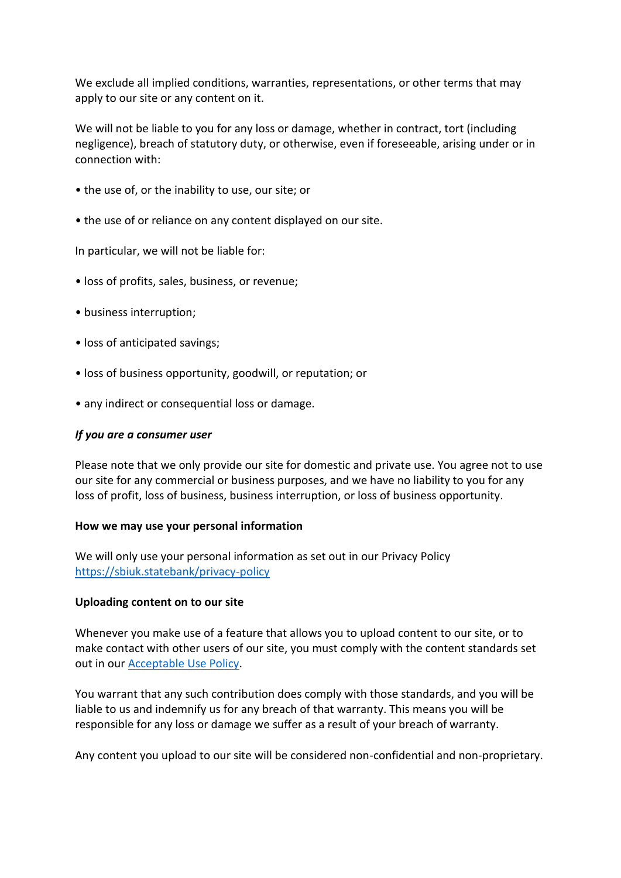We exclude all implied conditions, warranties, representations, or other terms that may apply to our site or any content on it.

We will not be liable to you for any loss or damage, whether in contract, tort (including negligence), breach of statutory duty, or otherwise, even if foreseeable, arising under or in connection with:

- the use of, or the inability to use, our site; or
- the use of or reliance on any content displayed on our site.

In particular, we will not be liable for:

- loss of profits, sales, business, or revenue;
- business interruption;
- loss of anticipated savings;
- loss of business opportunity, goodwill, or reputation; or
- any indirect or consequential loss or damage.

***If you are a consumer user***

Please note that we only provide our site for domestic and private use. You agree not to use our site for any commercial or business purposes, and we have no liability to you for any loss of profit, loss of business, business interruption, or loss of business opportunity.

**How we may use your personal information**

We will only use your personal information as set out in our Privacy Policy [https://sbiuk.statebank/privacy-policy](https://sbiuk.statebank/privacy-policy)

**Uploading content on to our site**

Whenever you make use of a feature that allows you to upload content to our site, or to make contact with other users of our site, you must comply with the content standards set out in our Acceptable Use Policy.

You warrant that any such contribution does comply with those standards, and you will be liable to us and indemnify us for any breach of that warranty. This means you will be responsible for any loss or damage we suffer as a result of your breach of warranty.

Any content you upload to our site will be considered non-confidential and non-proprietary.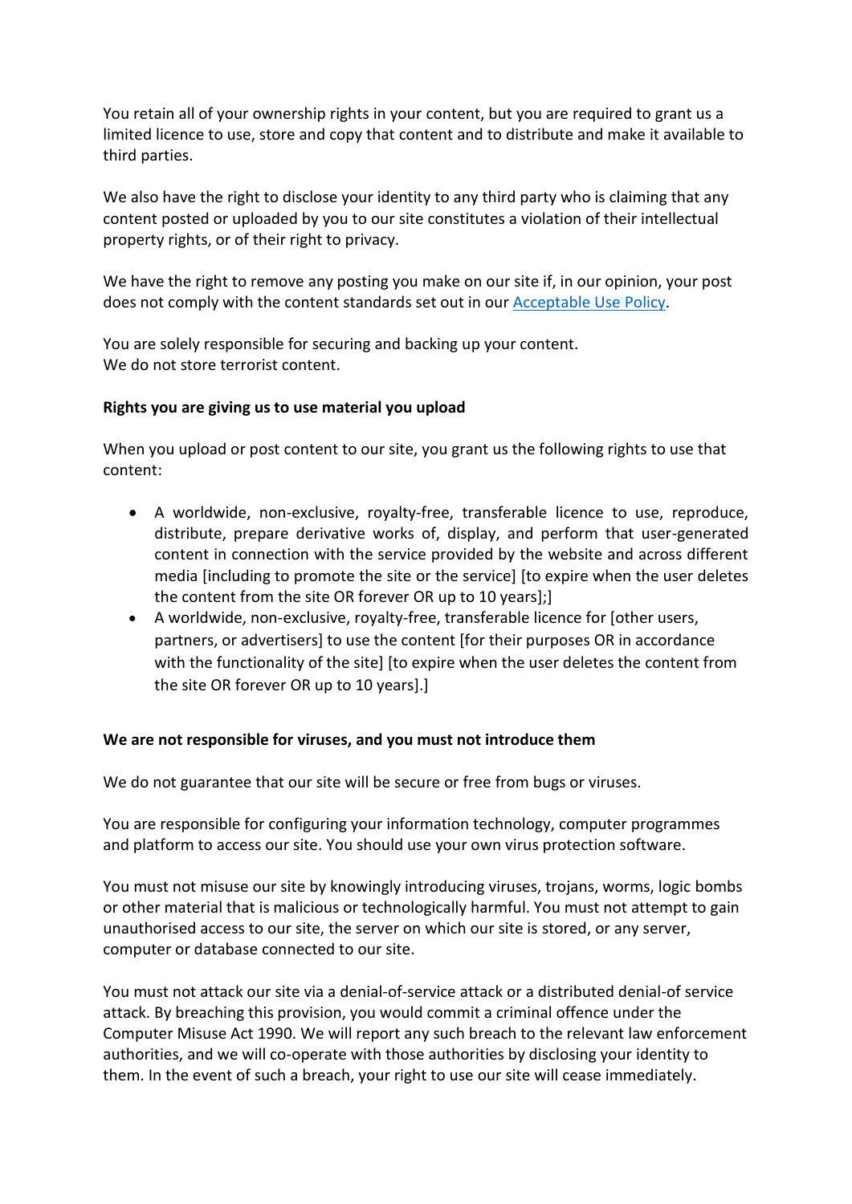You retain all of your ownership rights in your content, but you are required to grant us a limited licence to use, store and copy that content and to distribute and make it available to third parties.

We also have the right to disclose your identity to any third party who is claiming that any content posted or uploaded by you to our site constitutes a violation of their intellectual property rights, or of their right to privacy.

We have the right to remove any posting you make on our site if, in our opinion, your post does not comply with the content standards set out in our Acceptable Use Policy.

You are solely responsible for securing and backing up your content.
We do not store terrorist content.

**Rights you are giving us to use material you upload**

When you upload or post content to our site, you grant us the following rights to use that content:

- A worldwide, non-exclusive, royalty-free, transferable licence to use, reproduce, distribute, prepare derivative works of, display, and perform that user-generated content in connection with the service provided by the website and across different media [including to promote the site or the service] [to expire when the user deletes the content from the site OR forever OR up to 10 years];]
- A worldwide, non-exclusive, royalty-free, transferable licence for [other users, partners, or advertisers] to use the content [for their purposes OR in accordance with the functionality of the site] [to expire when the user deletes the content from the site OR forever OR up to 10 years].]

**We are not responsible for viruses, and you must not introduce them**

We do not guarantee that our site will be secure or free from bugs or viruses.

You are responsible for configuring your information technology, computer programmes and platform to access our site. You should use your own virus protection software.

You must not misuse our site by knowingly introducing viruses, trojans, worms, logic bombs or other material that is malicious or technologically harmful. You must not attempt to gain unauthorised access to our site, the server on which our site is stored, or any server, computer or database connected to our site.

You must not attack our site via a denial-of-service attack or a distributed denial-of service attack. By breaching this provision, you would commit a criminal offence under the Computer Misuse Act 1990. We will report any such breach to the relevant law enforcement authorities, and we will co-operate with those authorities by disclosing your identity to them. In the event of such a breach, your right to use our site will cease immediately.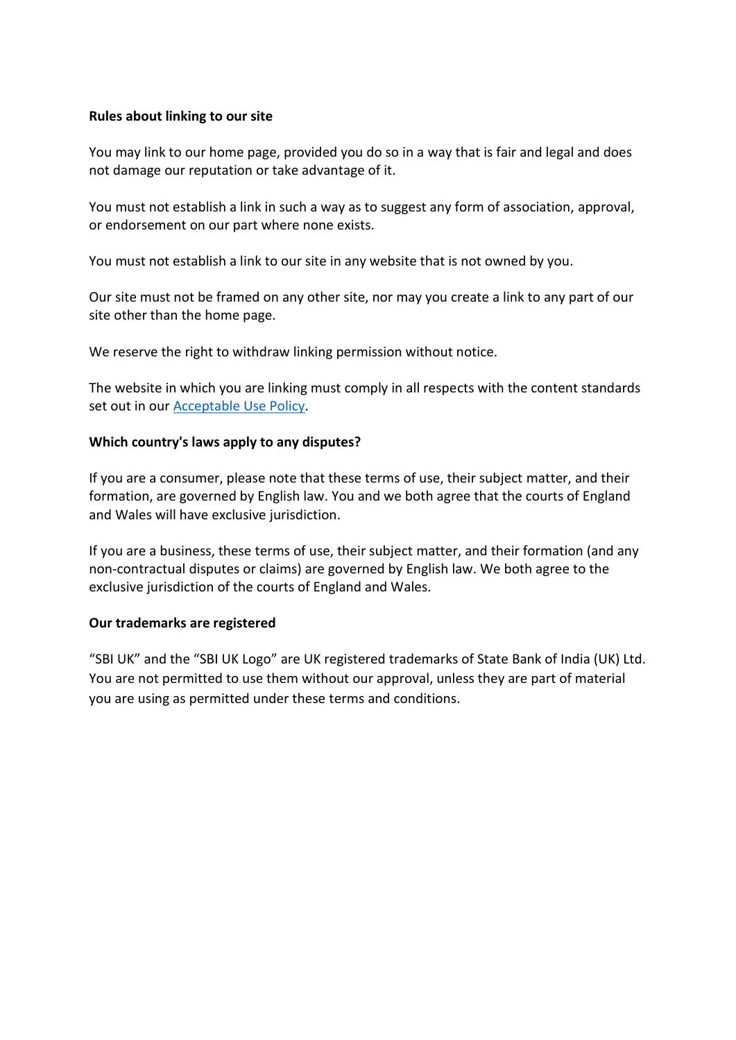**Rules about linking to our site**

You may link to our home page, provided you do so in a way that is fair and legal and does not damage our reputation or take advantage of it.

You must not establish a link in such a way as to suggest any form of association, approval, or endorsement on our part where none exists.

You must not establish a link to our site in any website that is not owned by you.

Our site must not be framed on any other site, nor may you create a link to any part of our site other than the home page.

We reserve the right to withdraw linking permission without notice.

The website in which you are linking must comply in all respects with the content standards set out in our Acceptable Use Policy.

**Which country's laws apply to any disputes?**

If you are a consumer, please note that these terms of use, their subject matter, and their formation, are governed by English law. You and we both agree that the courts of England and Wales will have exclusive jurisdiction.

If you are a business, these terms of use, their subject matter, and their formation (and any non-contractual disputes or claims) are governed by English law. We both agree to the exclusive jurisdiction of the courts of England and Wales.

**Our trademarks are registered**

"SBI UK" and the "SBI UK Logo" are UK registered trademarks of State Bank of India (UK) Ltd. You are not permitted to use them without our approval, unless they are part of material you are using as permitted under these terms and conditions.